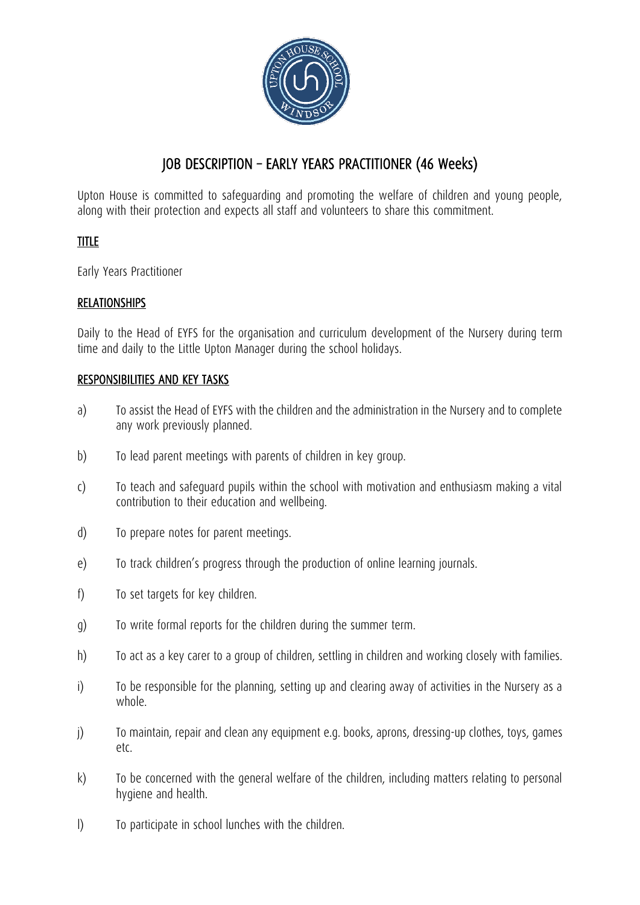# JOB DESCRIPTION – EARLY YEARS PRACTITIONER (46 Weeks)

Upton House is committed to safeguarding and promoting the welfare of children and young people, along with their protection and expects all staff and volunteers to share this commitment.

## TITLE

Early Years Practitioner

## RELATIONSHIPS

Daily to the Head of EYFS for the organisation and curriculum development of the Nursery during term time and daily to the Little Upton Manager during the school holidays.

## RESPONSIBILITIES AND KEY TASKS

a) To assist the Head of EYFS with the children and the administration in the Nursery and to complete any work previously planned.

b) To lead parent meetings with parents of children in key group.

c) To teach and safeguard pupils within the school with motivation and enthusiasm making a vital contribution to their education and wellbeing.

d) To prepare notes for parent meetings.

e) To track children's progress through the production of online learning journals.

f) To set targets for key children.

g) To write formal reports for the children during the summer term.

h) To act as a key carer to a group of children, settling in children and working closely with families.

i) To be responsible for the planning, setting up and clearing away of activities in the Nursery as a whole.

j) To maintain, repair and clean any equipment e.g. books, aprons, dressing-up clothes, toys, games etc.

k) To be concerned with the general welfare of the children, including matters relating to personal hygiene and health.

l) To participate in school lunches with the children.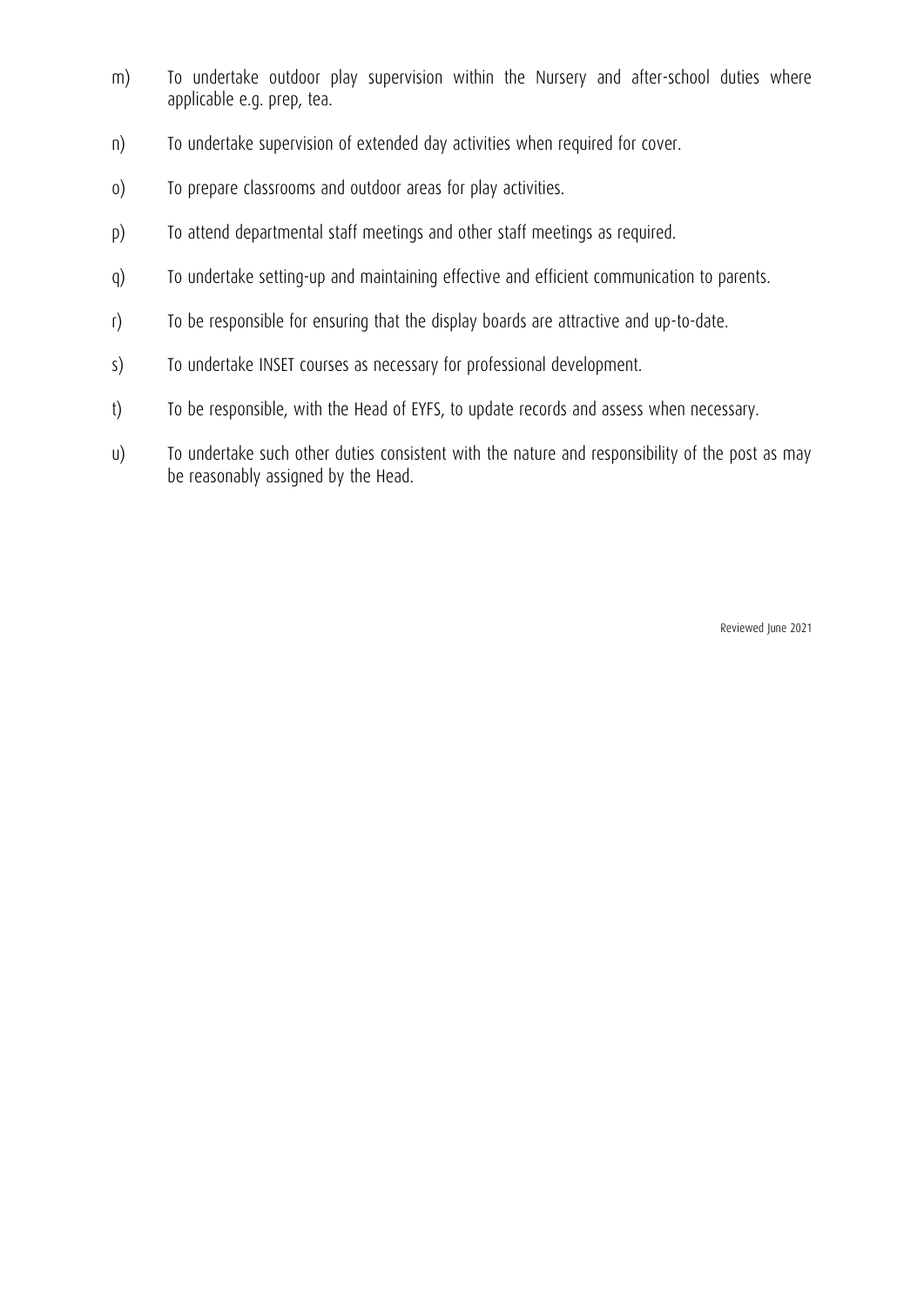m) To undertake outdoor play supervision within the Nursery and after-school duties where applicable e.g. prep, tea.

n) To undertake supervision of extended day activities when required for cover.

o) To prepare classrooms and outdoor areas for play activities.

p) To attend departmental staff meetings and other staff meetings as required.

q) To undertake setting-up and maintaining effective and efficient communication to parents.

r) To be responsible for ensuring that the display boards are attractive and up-to-date.

s) To undertake INSET courses as necessary for professional development.

t) To be responsible, with the Head of EYFS, to update records and assess when necessary.

u) To undertake such other duties consistent with the nature and responsibility of the post as may be reasonably assigned by the Head.

Reviewed June 2021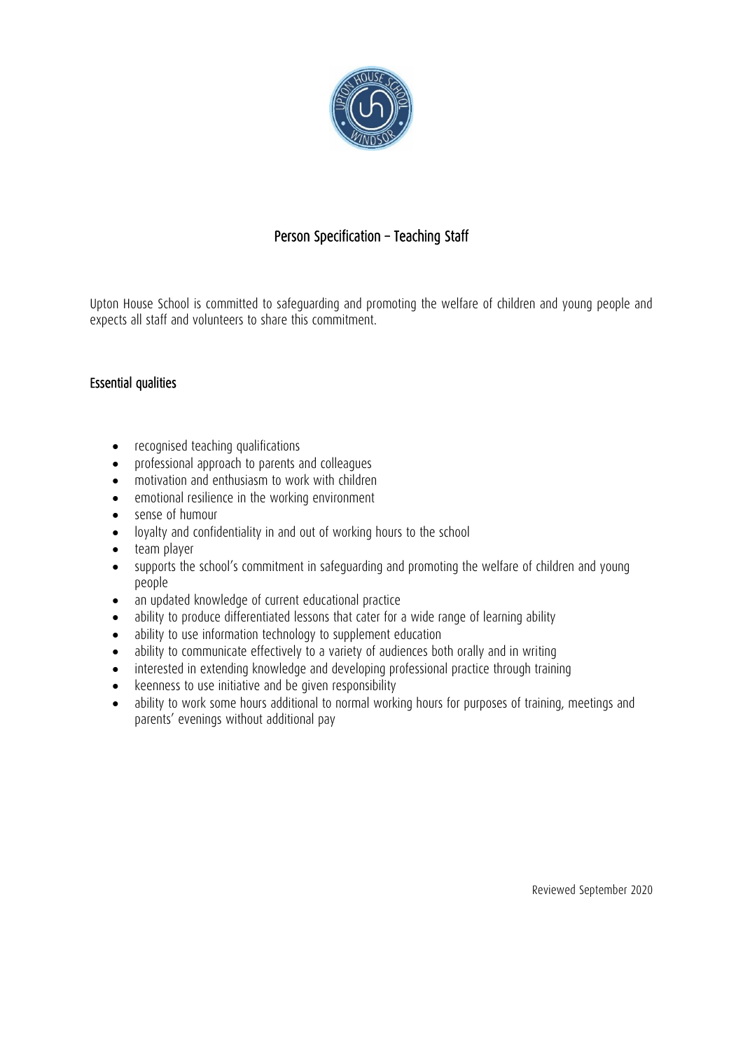## Person Specification – Teaching Staff

Upton House School is committed to safeguarding and promoting the welfare of children and young people and expects all staff and volunteers to share this commitment.

### Essential qualities

- recognised teaching qualifications
- professional approach to parents and colleagues
- motivation and enthusiasm to work with children
- emotional resilience in the working environment
- sense of humour
- loyalty and confidentiality in and out of working hours to the school
- team player
- supports the school's commitment in safeguarding and promoting the welfare of children and young people
- an updated knowledge of current educational practice
- ability to produce differentiated lessons that cater for a wide range of learning ability
- ability to use information technology to supplement education
- ability to communicate effectively to a variety of audiences both orally and in writing
- interested in extending knowledge and developing professional practice through training
- keenness to use initiative and be given responsibility
- ability to work some hours additional to normal working hours for purposes of training, meetings and parents' evenings without additional pay

Reviewed September 2020